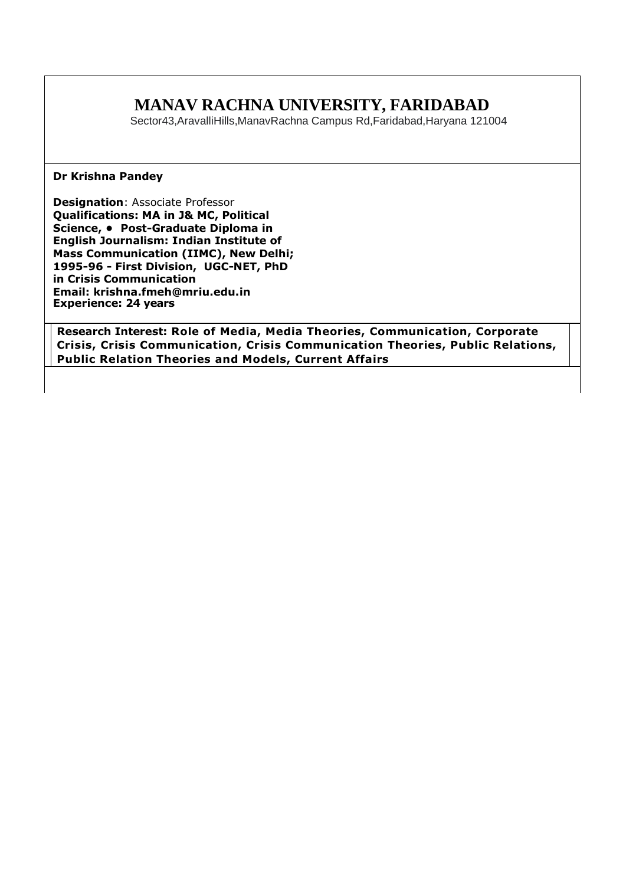# MANAV RACHNA UNIVERSITY, FARIDABAD

Sector43,AravalliHills,ManavRachna Campus Rd,Faridabad,Haryana 121004

**Dr Krishna Pandey**

**Designation**: Associate Professor
**Qualifications: MA in J& MC, Political Science, • Post-Graduate Diploma in English Journalism: Indian Institute of Mass Communication (IIMC), New Delhi; 1995-96 - First Division, UGC-NET, PhD in Crisis Communication**
**Email: krishna.fmeh@mriu.edu.in**
**Experience: 24 years**

**Research Interest: Role of Media, Media Theories, Communication, Corporate Crisis, Crisis Communication, Crisis Communication Theories, Public Relations, Public Relation Theories and Models, Current Affairs**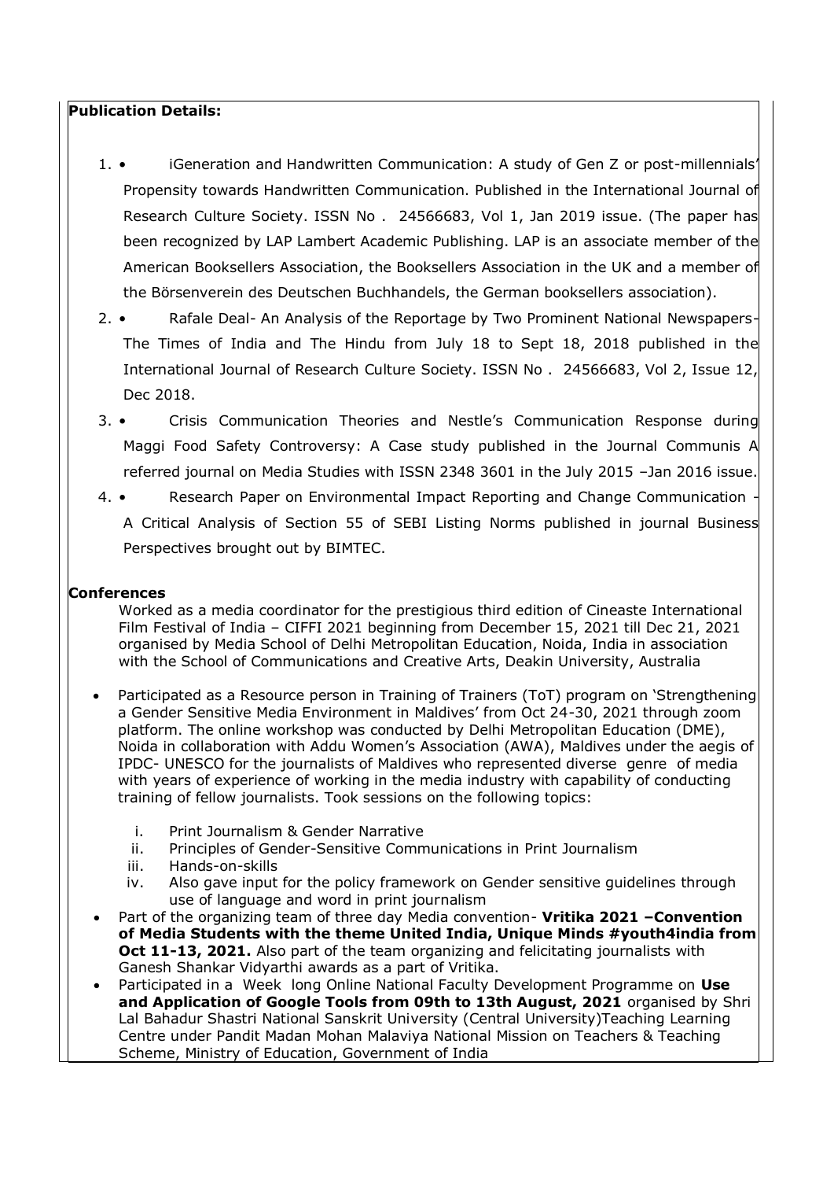**Publication Details:**

1. • iGeneration and Handwritten Communication: A study of Gen Z or post-millennials' Propensity towards Handwritten Communication. Published in the International Journal of Research Culture Society. ISSN No . 24566683, Vol 1, Jan 2019 issue. (The paper has been recognized by LAP Lambert Academic Publishing. LAP is an associate member of the American Booksellers Association, the Booksellers Association in the UK and a member of the Börsenverein des Deutschen Buchhandels, the German booksellers association).
2. • Rafale Deal- An Analysis of the Reportage by Two Prominent National Newspapers-The Times of India and The Hindu from July 18 to Sept 18, 2018 published in the International Journal of Research Culture Society. ISSN No . 24566683, Vol 2, Issue 12, Dec 2018.
3. • Crisis Communication Theories and Nestle's Communication Response during Maggi Food Safety Controversy: A Case study published in the Journal Communis A referred journal on Media Studies with ISSN 2348 3601 in the July 2015 –Jan 2016 issue.
4. • Research Paper on Environmental Impact Reporting and Change Communication - A Critical Analysis of Section 55 of SEBI Listing Norms published in journal Business Perspectives brought out by BIMTEC.

**Conferences**

Worked as a media coordinator for the prestigious third edition of Cineaste International Film Festival of India – CIFFI 2021 beginning from December 15, 2021 till Dec 21, 2021 organised by Media School of Delhi Metropolitan Education, Noida, India in association with the School of Communications and Creative Arts, Deakin University, Australia

- Participated as a Resource person in Training of Trainers (ToT) program on 'Strengthening a Gender Sensitive Media Environment in Maldives' from Oct 24-30, 2021 through zoom platform. The online workshop was conducted by Delhi Metropolitan Education (DME), Noida in collaboration with Addu Women's Association (AWA), Maldives under the aegis of IPDC- UNESCO for the journalists of Maldives who represented diverse genre of media with years of experience of working in the media industry with capability of conducting training of fellow journalists. Took sessions on the following topics:
    i. Print Journalism & Gender Narrative
    ii. Principles of Gender-Sensitive Communications in Print Journalism
    iii. Hands-on-skills
    iv. Also gave input for the policy framework on Gender sensitive guidelines through use of language and word in print journalism
- Part of the organizing team of three day Media convention- **Vritika 2021 –Convention of Media Students with the theme United India, Unique Minds #youth4india from Oct 11-13, 2021.** Also part of the team organizing and felicitating journalists with Ganesh Shankar Vidyarthi awards as a part of Vritika.
- Participated in a Week long Online National Faculty Development Programme on **Use and Application of Google Tools from 09th to 13th August, 2021** organised by Shri Lal Bahadur Shastri National Sanskrit University (Central University)Teaching Learning Centre under Pandit Madan Mohan Malaviya National Mission on Teachers & Teaching Scheme, Ministry of Education, Government of India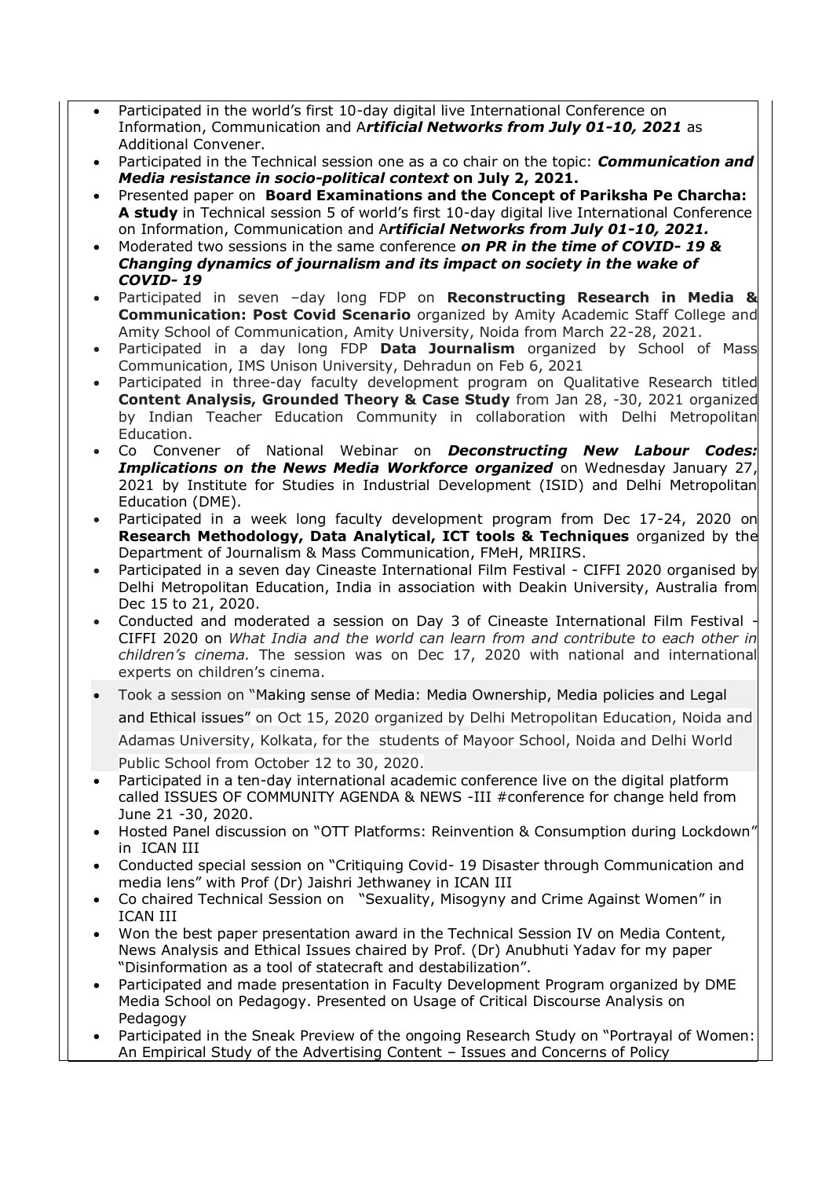- Participated in the world's first 10-day digital live International Conference on Information, Communication and A***rtificial Networks from July 01-10, 2021*** as Additional Convener.
- Participated in the Technical session one as a co chair on the topic: ***Communication and Media resistance in socio-political context*** **on July 2, 2021.**
- Presented paper on **Board Examinations and the Concept of Pariksha Pe Charcha: A study** in Technical session 5 of world's first 10-day digital live International Conference on Information, Communication and A***rtificial Networks from July 01-10, 2021.***
- Moderated two sessions in the same conference ***on PR in the time of COVID- 19 & Changing dynamics of journalism and its impact on society in the wake of COVID- 19***
- Participated in seven –day long FDP on **Reconstructing Research in Media & Communication: Post Covid Scenario** organized by Amity Academic Staff College and Amity School of Communication, Amity University, Noida from March 22-28, 2021.
- Participated in a day long FDP **Data Journalism** organized by School of Mass Communication, IMS Unison University, Dehradun on Feb 6, 2021
- Participated in three-day faculty development program on Qualitative Research titled **Content Analysis, Grounded Theory & Case Study** from Jan 28, -30, 2021 organized by Indian Teacher Education Community in collaboration with Delhi Metropolitan Education.
- Co Convener of National Webinar on ***Deconstructing New Labour Codes: Implications on the News Media Workforce organized*** on Wednesday January 27, 2021 by Institute for Studies in Industrial Development (ISID) and Delhi Metropolitan Education (DME).
- Participated in a week long faculty development program from Dec 17-24, 2020 on **Research Methodology, Data Analytical, ICT tools & Techniques** organized by the Department of Journalism & Mass Communication, FMeH, MRIIRS.
- Participated in a seven day Cineaste International Film Festival - CIFFI 2020 organised by Delhi Metropolitan Education, India in association with Deakin University, Australia from Dec 15 to 21, 2020.
- Conducted and moderated a session on Day 3 of Cineaste International Film Festival - CIFFI 2020 on *What India and the world can learn from and contribute to each other in children's cinema.* The session was on Dec 17, 2020 with national and international experts on children's cinema.
- Took a session on "Making sense of Media: Media Ownership, Media policies and Legal and Ethical issues" on Oct 15, 2020 organized by Delhi Metropolitan Education, Noida and Adamas University, Kolkata, for the students of Mayoor School, Noida and Delhi World Public School from October 12 to 30, 2020.
- Participated in a ten-day international academic conference live on the digital platform called ISSUES OF COMMUNITY AGENDA & NEWS -III #conference for change held from June 21 -30, 2020.
- Hosted Panel discussion on "OTT Platforms: Reinvention & Consumption during Lockdown" in ICAN III
- Conducted special session on "Critiquing Covid- 19 Disaster through Communication and media lens" with Prof (Dr) Jaishri Jethwaney in ICAN III
- Co chaired Technical Session on "Sexuality, Misogyny and Crime Against Women" in ICAN III
- Won the best paper presentation award in the Technical Session IV on Media Content, News Analysis and Ethical Issues chaired by Prof. (Dr) Anubhuti Yadav for my paper "Disinformation as a tool of statecraft and destabilization".
- Participated and made presentation in Faculty Development Program organized by DME Media School on Pedagogy. Presented on Usage of Critical Discourse Analysis on Pedagogy
- Participated in the Sneak Preview of the ongoing Research Study on "Portrayal of Women: An Empirical Study of the Advertising Content – Issues and Concerns of Policy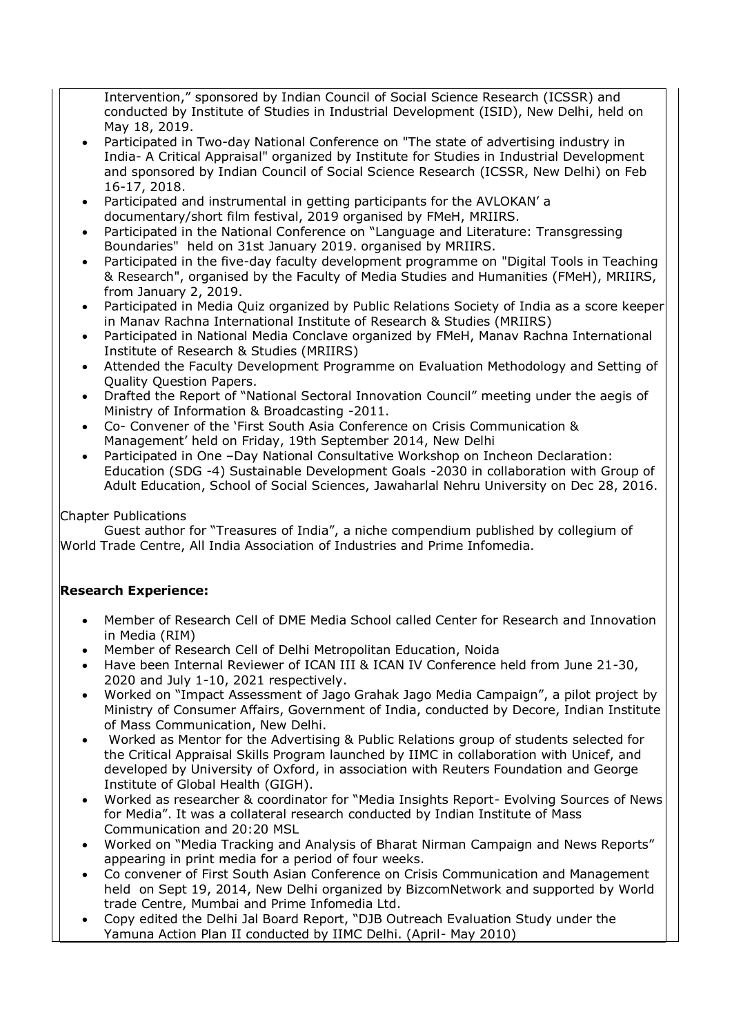Intervention," sponsored by Indian Council of Social Science Research (ICSSR) and conducted by Institute of Studies in Industrial Development (ISID), New Delhi, held on May 18, 2019.

- Participated in Two-day National Conference on "The state of advertising industry in India- A Critical Appraisal" organized by Institute for Studies in Industrial Development and sponsored by Indian Council of Social Science Research (ICSSR, New Delhi) on Feb 16-17, 2018.
- Participated and instrumental in getting participants for the AVLOKAN' a documentary/short film festival, 2019 organised by FMeH, MRIIRS.
- Participated in the National Conference on "Language and Literature: Transgressing Boundaries" held on 31st January 2019. organised by MRIIRS.
- Participated in the five-day faculty development programme on "Digital Tools in Teaching & Research", organised by the Faculty of Media Studies and Humanities (FMeH), MRIIRS, from January 2, 2019.
- Participated in Media Quiz organized by Public Relations Society of India as a score keeper in Manav Rachna International Institute of Research & Studies (MRIIRS)
- Participated in National Media Conclave organized by FMeH, Manav Rachna International Institute of Research & Studies (MRIIRS)
- Attended the Faculty Development Programme on Evaluation Methodology and Setting of Quality Question Papers.
- Drafted the Report of "National Sectoral Innovation Council" meeting under the aegis of Ministry of Information & Broadcasting -2011.
- Co- Convener of the 'First South Asia Conference on Crisis Communication & Management' held on Friday, 19th September 2014, New Delhi
- Participated in One –Day National Consultative Workshop on Incheon Declaration: Education (SDG -4) Sustainable Development Goals -2030 in collaboration with Group of Adult Education, School of Social Sciences, Jawaharlal Nehru University on Dec 28, 2016.

Chapter Publications

Guest author for "Treasures of India", a niche compendium published by collegium of World Trade Centre, All India Association of Industries and Prime Infomedia.

**Research Experience:**

- Member of Research Cell of DME Media School called Center for Research and Innovation in Media (RIM)
- Member of Research Cell of Delhi Metropolitan Education, Noida
- Have been Internal Reviewer of ICAN III & ICAN IV Conference held from June 21-30, 2020 and July 1-10, 2021 respectively.
- Worked on "Impact Assessment of Jago Grahak Jago Media Campaign", a pilot project by Ministry of Consumer Affairs, Government of India, conducted by Decore, Indian Institute of Mass Communication, New Delhi.
- Worked as Mentor for the Advertising & Public Relations group of students selected for the Critical Appraisal Skills Program launched by IIMC in collaboration with Unicef, and developed by University of Oxford, in association with Reuters Foundation and George Institute of Global Health (GIGH).
- Worked as researcher & coordinator for "Media Insights Report- Evolving Sources of News for Media". It was a collateral research conducted by Indian Institute of Mass Communication and 20:20 MSL
- Worked on "Media Tracking and Analysis of Bharat Nirman Campaign and News Reports" appearing in print media for a period of four weeks.
- Co convener of First South Asian Conference on Crisis Communication and Management held on Sept 19, 2014, New Delhi organized by BizcomNetwork and supported by World trade Centre, Mumbai and Prime Infomedia Ltd.
- Copy edited the Delhi Jal Board Report, "DJB Outreach Evaluation Study under the Yamuna Action Plan II conducted by IIMC Delhi. (April- May 2010)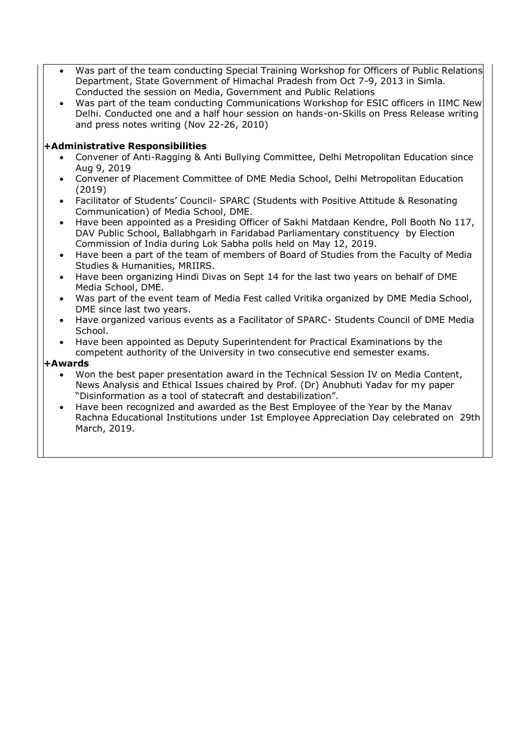- Was part of the team conducting Special Training Workshop for Officers of Public Relations Department, State Government of Himachal Pradesh from Oct 7-9, 2013 in Simla. Conducted the session on Media, Government and Public Relations
- Was part of the team conducting Communications Workshop for ESIC officers in IIMC New Delhi. Conducted one and a half hour session on hands-on-Skills on Press Release writing and press notes writing (Nov 22-26, 2010)

**+Administrative Responsibilities**

- Convener of Anti-Ragging & Anti Bullying Committee, Delhi Metropolitan Education since Aug 9, 2019
- Convener of Placement Committee of DME Media School, Delhi Metropolitan Education (2019)
- Facilitator of Students' Council- SPARC (Students with Positive Attitude & Resonating Communication) of Media School, DME.
- Have been appointed as a Presiding Officer of Sakhi Matdaan Kendre, Poll Booth No 117, DAV Public School, Ballabhgarh in Faridabad Parliamentary constituency by Election Commission of India during Lok Sabha polls held on May 12, 2019.
- Have been a part of the team of members of Board of Studies from the Faculty of Media Studies & Humanities, MRIIRS.
- Have been organizing Hindi Divas on Sept 14 for the last two years on behalf of DME Media School, DME.
- Was part of the event team of Media Fest called Vritika organized by DME Media School, DME since last two years.
- Have organized various events as a Facilitator of SPARC- Students Council of DME Media School.
- Have been appointed as Deputy Superintendent for Practical Examinations by the competent authority of the University in two consecutive end semester exams.

**+Awards**

- Won the best paper presentation award in the Technical Session IV on Media Content, News Analysis and Ethical Issues chaired by Prof. (Dr) Anubhuti Yadav for my paper "Disinformation as a tool of statecraft and destabilization".
- Have been recognized and awarded as the Best Employee of the Year by the Manav Rachna Educational Institutions under 1st Employee Appreciation Day celebrated on 29th March, 2019.